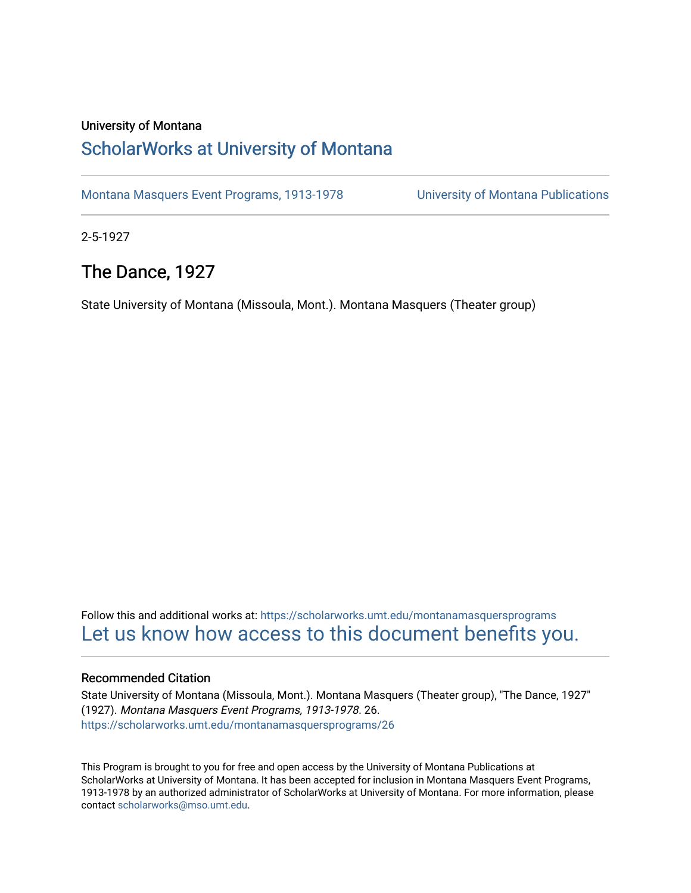University of Montana

# ScholarWorks at University of Montana

Montana Masquers Event Programs, 1913-1978 | University of Montana Publications

2-5-1927

## The Dance, 1927

State University of Montana (Missoula, Mont.). Montana Masquers (Theater group)

Follow this and additional works at: https://scholarworks.umt.edu/montanamasquersprograms

Let us know how access to this document benefits you.

### Recommended Citation

State University of Montana (Missoula, Mont.). Montana Masquers (Theater group), "The Dance, 1927" (1927). *Montana Masquers Event Programs, 1913-1978*. 26.
https://scholarworks.umt.edu/montanamasquersprograms/26

This Program is brought to you for free and open access by the University of Montana Publications at ScholarWorks at University of Montana. It has been accepted for inclusion in Montana Masquers Event Programs, 1913-1978 by an authorized administrator of ScholarWorks at University of Montana. For more information, please contact scholarworks@mso.umt.edu.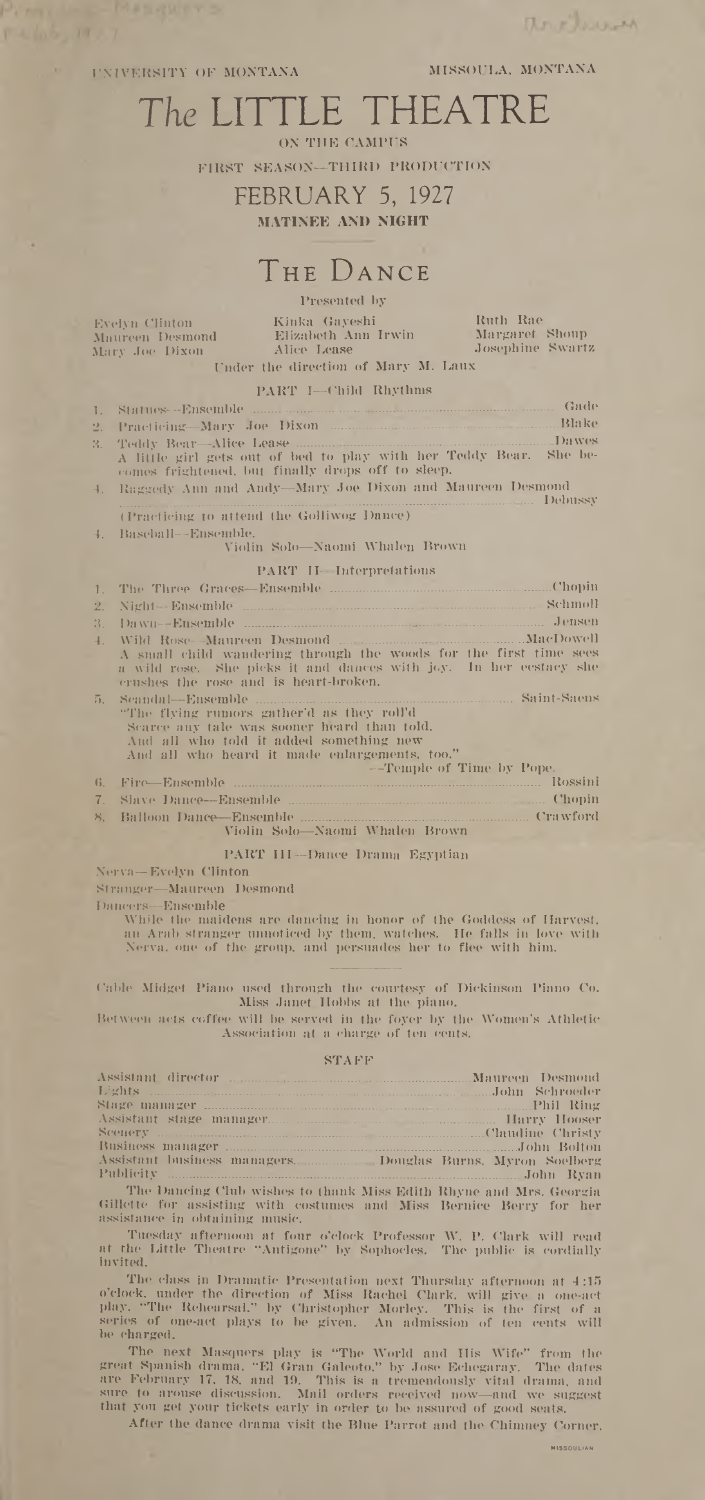UNIVERSITY OF MONTANA — MISSOULA, MONTANA

# The LITTLE THEATRE

ON THE CAMPUS

FIRST SEASON—THIRD PRODUCTION

## FEBRUARY 5, 1927

**MATINEE AND NIGHT**

# THE DANCE

Presented by

Evelyn Clinton, Maureen Desmond, Mary Joe Dixon, Kinka Gayeshi, Elizabeth Ann Irwin, Alice Lease, Ruth Rae, Margaret Shoup, Josephine Swartz

Under the direction of Mary M. Laux

### PART I—Child Rhythms

1. Statues—Ensemble ........ Gade
2. Practicing—Mary Joe Dixon ........ Blake
3. Teddy Bear—Alice Lease ........ Dawes
   A little girl gets out of bed to play with her Teddy Bear. She becomes frightened, but finally drops off to sleep.
4. Raggedy Ann and Andy—Mary Joe Dixon and Maureen Desmond ........ Debussy
   (Practicing to attend the Golliwog Dance)
5. Baseball—Ensemble.

Violin Solo—Naomi Whalen Brown

### PART II—Interpretations

1. The Three Graces—Ensemble ........ Chopin
2. Night—Ensemble ........ Schmoll
3. Dawn—Ensemble ........ Jensen
4. Wild Rose—Maureen Desmond ........ MacDowell
   A small child wandering through the woods for the first time sees a wild rose. She picks it and dances with joy. In her ecstacy she crushes the rose and is heart-broken.
5. Scandal—Ensemble ........ Saint-Saens
   "The flying rumors gather'd as they roll'd
   Scarce any tale was sooner heard than told,
   And all who told it added something new
   And all who heard it made enlargements, too."
   —Temple of Time by Pope.
6. Fire—Ensemble ........ Rossini
7. Slave Dance—Ensemble ........ Chopin
8. Balloon Dance—Ensemble ........ Crawford

Violin Solo—Naomi Whalen Brown

### PART III—Dance Drama Egyptian

Nerva—Evelyn Clinton

Stranger—Maureen Desmond

Dancers—Ensemble

While the maidens are dancing in honor of the Goddess of Harvest, an Arab stranger unnoticed by them, watches. He falls in love with Nerva, one of the group, and persuades her to flee with him.

---

Cable Midget Piano used through the courtesy of Dickinson Piano Co. Miss Janet Hobbs at the piano.

Between acts coffee will be served in the foyer by the Women's Athletic Association at a charge of ten cents.

### STAFF

| | |
|---|---|
| Assistant director | Maureen Desmond |
| Lights | John Schroeder |
| Stage manager | Phil Ring |
| Assistant stage manager | Harry Hooser |
| Scenery | Claudine Christy |
| Business manager | John Bolton |
| Assistant business managers | Douglas Burns, Myron Soelberg |
| Publicity | John Ryan |

The Dancing Club wishes to thank Miss Edith Rhyne and Mrs. Georgia Gillette for assisting with costumes and Miss Bernice Berry for her assistance in obtaining music.

Tuesday afternoon at four o'clock Professor W. P. Clark will read at the Little Theatre "Antigone" by Sophocles. The public is cordially invited.

The class in Dramatic Presentation next Thursday afternoon at 4:15 o'clock, under the direction of Miss Rachel Clark, will give a one-act play, "The Rehearsal," by Christopher Morley. This is the first of a series of one-act plays to be given. An admission of ten cents will be charged.

The next Masquers play is "The World and His Wife" from the great Spanish drama, "El Gran Galeoto," by Jose Echegaray. The dates are February 17, 18, and 19. This is a tremendously vital drama, and sure to arouse discussion. Mail orders received now—and we suggest that you get your tickets early in order to be assured of good seats.

After the dance drama visit the Blue Parrot and the Chimney Corner.

MISSOULIAN